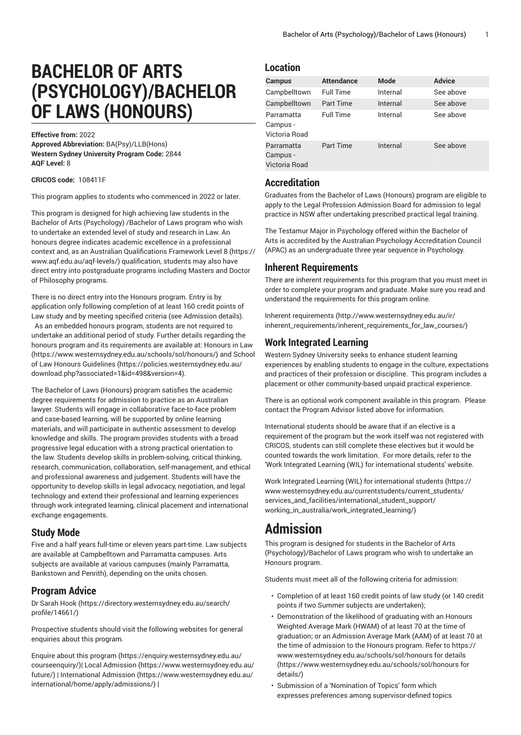# BACHELOR OF ARTS (PSYCHOLOGY)/BACHELOR OF LAWS (HONOURS)

**Effective from:** 2022
**Approved Abbreviation:** BA(Psy)/LLB(Hons)
**Western Sydney University Program Code:** 2844
**AQF Level:** 8

**CRICOS code:** 108411F

This program applies to students who commenced in 2022 or later.

This program is designed for high achieving law students in the Bachelor of Arts (Psychology) /Bachelor of Laws program who wish to undertake an extended level of study and research in Law. An honours degree indicates academic excellence in a professional context and, as an Australian Qualifications Framework Level 8 (https://www.aqf.edu.au/aqf-levels/) qualification, students may also have direct entry into postgraduate programs including Masters and Doctor of Philosophy programs.

There is no direct entry into the Honours program. Entry is by application only following completion of at least 160 credit points of Law study and by meeting specified criteria (see Admission details). As an embedded honours program, students are not required to undertake an additional period of study. Further details regarding the honours program and its requirements are available at: Honours in Law (https://www.westernsydney.edu.au/schools/sol/honours/) and School of Law Honours Guidelines (https://policies.westernsydney.edu.au/download.php?associated=1&id=498&version=4).

The Bachelor of Laws (Honours) program satisfies the academic degree requirements for admission to practice as an Australian lawyer. Students will engage in collaborative face-to-face problem and case-based learning, will be supported by online learning materials, and will participate in authentic assessment to develop knowledge and skills. The program provides students with a broad progressive legal education with a strong practical orientation to the law. Students develop skills in problem-solving, critical thinking, research, communication, collaboration, self-management, and ethical and professional awareness and judgement. Students will have the opportunity to develop skills in legal advocacy, negotiation, and legal technology and extend their professional and learning experiences through work integrated learning, clinical placement and international exchange engagements.

## Study Mode

Five and a half years full-time or eleven years part-time. Law subjects are available at Campbelltown and Parramatta campuses. Arts subjects are available at various campuses (mainly Parramatta, Bankstown and Penrith), depending on the units chosen.

## Program Advice

Dr Sarah Hook (https://directory.westernsydney.edu.au/search/profile/14661/)

Prospective students should visit the following websites for general enquiries about this program.

Enquire about this program (https://enquiry.westernsydney.edu.au/courseenquiry/)| Local Admission (https://www.westernsydney.edu.au/future/) | International Admission (https://www.westernsydney.edu.au/international/home/apply/admissions/) |

## Location

| Campus | Attendance | Mode | Advice |
|---|---|---|---|
| Campbelltown | Full Time | Internal | See above |
| Campbelltown | Part Time | Internal | See above |
| Parramatta Campus - Victoria Road | Full Time | Internal | See above |
| Parramatta Campus - Victoria Road | Part Time | Internal | See above |

## Accreditation

Graduates from the Bachelor of Laws (Honours) program are eligible to apply to the Legal Profession Admission Board for admission to legal practice in NSW after undertaking prescribed practical legal training.

The Testamur Major in Psychology offered within the Bachelor of Arts is accredited by the Australian Psychology Accreditation Council (APAC) as an undergraduate three year sequence in Psychology.

## Inherent Requirements

There are inherent requirements for this program that you must meet in order to complete your program and graduate. Make sure you read and understand the requirements for this program online.

Inherent requirements (http://www.westernsydney.edu.au/ir/inherent_requirements/inherent_requirements_for_law_courses/)

## Work Integrated Learning

Western Sydney University seeks to enhance student learning experiences by enabling students to engage in the culture, expectations and practices of their profession or discipline. This program includes a placement or other community-based unpaid practical experience.

There is an optional work component available in this program. Please contact the Program Advisor listed above for information.

International students should be aware that if an elective is a requirement of the program but the work itself was not registered with CRICOS, students can still complete these electives but it would be counted towards the work limitation. For more details, refer to the 'Work Integrated Learning (WIL) for international students' website.

Work Integrated Learning (WIL) for international students (https://www.westernsydney.edu.au/currentstudents/current_students/services_and_facilities/international_student_support/working_in_australia/work_integrated_learning/)

# Admission

This program is designed for students in the Bachelor of Arts (Psychology)/Bachelor of Laws program who wish to undertake an Honours program.

Students must meet all of the following criteria for admission:

- Completion of at least 160 credit points of law study (or 140 credit points if two Summer subjects are undertaken);
- Demonstration of the likelihood of graduating with an Honours Weighted Average Mark (HWAM) of at least 70 at the time of graduation; or an Admission Average Mark (AAM) of at least 70 at the time of admission to the Honours program. Refer to https://www.westernsydney.edu.au/schools/sol/honours for details (https://www.westernsydney.edu.au/schools/sol/honours for details/)
- Submission of a 'Nomination of Topics' form which expresses preferences among supervisor-defined topics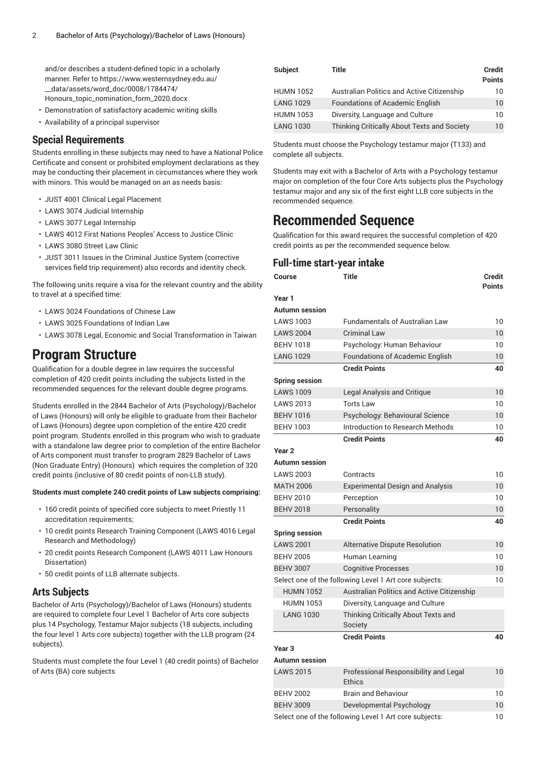and/or describes a student-defined topic in a scholarly manner. Refer to https://www.westernsydney.edu.au/__data/assets/word_doc/0008/1784474/Honours_topic_nomination_form_2020.docx

- Demonstration of satisfactory academic writing skills
- Availability of a principal supervisor

## Special Requirements

Students enrolling in these subjects may need to have a National Police Certificate and consent or prohibited employment declarations as they may be conducting their placement in circumstances where they work with minors. This would be managed on an as needs basis:

- JUST 4001 Clinical Legal Placement
- LAWS 3074 Judicial Internship
- LAWS 3077 Legal Internship
- LAWS 4012 First Nations Peoples' Access to Justice Clinic
- LAWS 3080 Street Law Clinic
- JUST 3011 Issues in the Criminal Justice System (corrective services field trip requirement) also records and identity check.

The following units require a visa for the relevant country and the ability to travel at a specified time:

- LAWS 3024 Foundations of Chinese Law
- LAWS 3025 Foundations of Indian Law
- LAWS 3078 Legal, Economic and Social Transformation in Taiwan

# Program Structure

Qualification for a double degree in law requires the successful completion of 420 credit points including the subjects listed in the recommended sequences for the relevant double degree programs.

Students enrolled in the 2844 Bachelor of Arts (Psychology)/Bachelor of Laws (Honours) will only be eligible to graduate from their Bachelor of Laws (Honours) degree upon completion of the entire 420 credit point program. Students enrolled in this program who wish to graduate with a standalone law degree prior to completion of the entire Bachelor of Arts component must transfer to program 2829 Bachelor of Laws (Non Graduate Entry) (Honours) which requires the completion of 320 credit points (inclusive of 80 credit points of non-LLB study).

**Students must complete 240 credit points of Law subjects comprising:**

- 160 credit points of specified core subjects to meet Priestly 11 accreditation requirements;
- 10 credit points Research Training Component (LAWS 4016 Legal Research and Methodology)
- 20 credit points Research Component (LAWS 4011 Law Honours Dissertation)
- 50 credit points of LLB alternate subjects.

## Arts Subjects

Bachelor of Arts (Psychology)/Bachelor of Laws (Honours) students are required to complete four Level 1 Bachelor of Arts core subjects plus 14 Psychology, Testamur Major subjects (18 subjects, including the four level 1 Arts core subjects) together with the LLB program (24 subjects).

Students must complete the four Level 1 (40 credit points) of Bachelor of Arts (BA) core subjects

| Subject | Title | Credit Points |
|---|---|---|
| HUMN 1052 | Australian Politics and Active Citizenship | 10 |
| LANG 1029 | Foundations of Academic English | 10 |
| HUMN 1053 | Diversity, Language and Culture | 10 |
| LANG 1030 | Thinking Critically About Texts and Society | 10 |

Students must choose the Psychology testamur major (T133) and complete all subjects.

Students may exit with a Bachelor of Arts with a Psychology testamur major on completion of the four Core Arts subjects plus the Psychology testamur major and any six of the first eight LLB core subjects in the recommended sequence.

# Recommended Sequence

Qualification for this award requires the successful completion of 420 credit points as per the recommended sequence below.

## Full-time start-year intake

| Course | Title | Credit Points |
|---|---|---|
| **Year 1** | | |
| **Autumn session** | | |
| LAWS 1003 | Fundamentals of Australian Law | 10 |
| LAWS 2004 | Criminal Law | 10 |
| BEHV 1018 | Psychology: Human Behaviour | 10 |
| LANG 1029 | Foundations of Academic English | 10 |
| | **Credit Points** | **40** |
| **Spring session** | | |
| LAWS 1009 | Legal Analysis and Critique | 10 |
| LAWS 2013 | Torts Law | 10 |
| BEHV 1016 | Psychology: Behavioural Science | 10 |
| BEHV 1003 | Introduction to Research Methods | 10 |
| | **Credit Points** | **40** |
| **Year 2** | | |
| **Autumn session** | | |
| LAWS 2003 | Contracts | 10 |
| MATH 2006 | Experimental Design and Analysis | 10 |
| BEHV 2010 | Perception | 10 |
| BEHV 2018 | Personality | 10 |
| | **Credit Points** | **40** |
| **Spring session** | | |
| LAWS 2001 | Alternative Dispute Resolution | 10 |
| BEHV 2005 | Human Learning | 10 |
| BEHV 3007 | Cognitive Processes | 10 |
| Select one of the following Level 1 Art core subjects: | | 10 |
| HUMN 1052 | Australian Politics and Active Citizenship | |
| HUMN 1053 | Diversity, Language and Culture | |
| LANG 1030 | Thinking Critically About Texts and Society | |
| | **Credit Points** | **40** |
| **Year 3** | | |
| **Autumn session** | | |
| LAWS 2015 | Professional Responsibility and Legal Ethics | 10 |
| BEHV 2002 | Brain and Behaviour | 10 |
| BEHV 3009 | Developmental Psychology | 10 |
| Select one of the following Level 1 Art core subjects: | | 10 |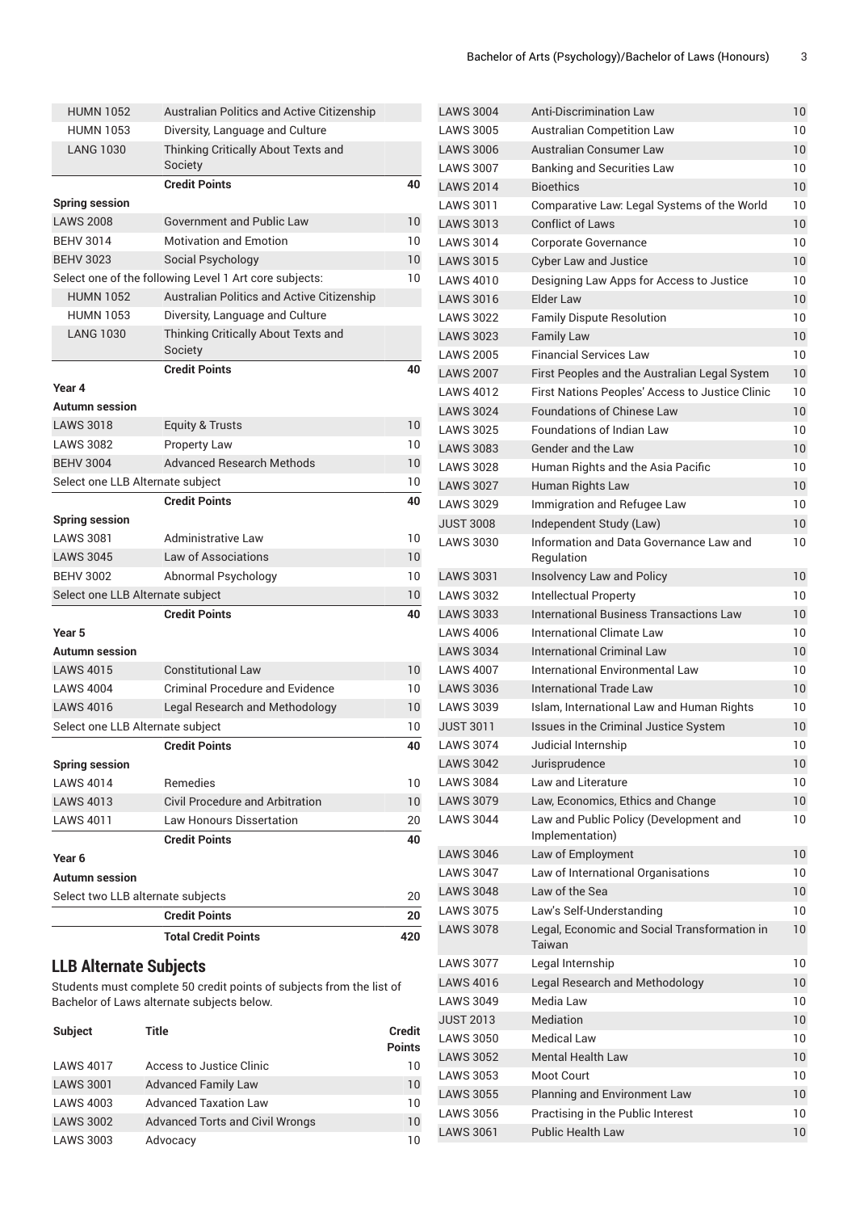| | | |
|---|---|---|
| HUMN 1052 | Australian Politics and Active Citizenship | |
| HUMN 1053 | Diversity, Language and Culture | |
| LANG 1030 | Thinking Critically About Texts and Society | |
| | **Credit Points** | **40** |
| **Spring session** | | |
| LAWS 2008 | Government and Public Law | 10 |
| BEHV 3014 | Motivation and Emotion | 10 |
| BEHV 3023 | Social Psychology | 10 |
| Select one of the following Level 1 Art core subjects: | | 10 |
| HUMN 1052 | Australian Politics and Active Citizenship | |
| HUMN 1053 | Diversity, Language and Culture | |
| LANG 1030 | Thinking Critically About Texts and Society | |
| | **Credit Points** | **40** |
| **Year 4** | | |
| **Autumn session** | | |
| LAWS 3018 | Equity & Trusts | 10 |
| LAWS 3082 | Property Law | 10 |
| BEHV 3004 | Advanced Research Methods | 10 |
| Select one LLB Alternate subject | | 10 |
| | **Credit Points** | **40** |
| **Spring session** | | |
| LAWS 3081 | Administrative Law | 10 |
| LAWS 3045 | Law of Associations | 10 |
| BEHV 3002 | Abnormal Psychology | 10 |
| Select one LLB Alternate subject | | 10 |
| | **Credit Points** | **40** |
| **Year 5** | | |
| **Autumn session** | | |
| LAWS 4015 | Constitutional Law | 10 |
| LAWS 4004 | Criminal Procedure and Evidence | 10 |
| LAWS 4016 | Legal Research and Methodology | 10 |
| Select one LLB Alternate subject | | 10 |
| | **Credit Points** | **40** |
| **Spring session** | | |
| LAWS 4014 | Remedies | 10 |
| LAWS 4013 | Civil Procedure and Arbitration | 10 |
| LAWS 4011 | Law Honours Dissertation | 20 |
| | **Credit Points** | **40** |
| **Year 6** | | |
| **Autumn session** | | |
| Select two LLB alternate subjects | | 20 |
| | **Credit Points** | **20** |
| | **Total Credit Points** | **420** |

## LLB Alternate Subjects

Students must complete 50 credit points of subjects from the list of Bachelor of Laws alternate subjects below.

| Subject | Title | Credit Points |
|---|---|---|
| LAWS 4017 | Access to Justice Clinic | 10 |
| LAWS 3001 | Advanced Family Law | 10 |
| LAWS 4003 | Advanced Taxation Law | 10 |
| LAWS 3002 | Advanced Torts and Civil Wrongs | 10 |
| LAWS 3003 | Advocacy | 10 |
| LAWS 3004 | Anti-Discrimination Law | 10 |
| LAWS 3005 | Australian Competition Law | 10 |
| LAWS 3006 | Australian Consumer Law | 10 |
| LAWS 3007 | Banking and Securities Law | 10 |
| LAWS 2014 | Bioethics | 10 |
| LAWS 3011 | Comparative Law: Legal Systems of the World | 10 |
| LAWS 3013 | Conflict of Laws | 10 |
| LAWS 3014 | Corporate Governance | 10 |
| LAWS 3015 | Cyber Law and Justice | 10 |
| LAWS 4010 | Designing Law Apps for Access to Justice | 10 |
| LAWS 3016 | Elder Law | 10 |
| LAWS 3022 | Family Dispute Resolution | 10 |
| LAWS 3023 | Family Law | 10 |
| LAWS 2005 | Financial Services Law | 10 |
| LAWS 2007 | First Peoples and the Australian Legal System | 10 |
| LAWS 4012 | First Nations Peoples' Access to Justice Clinic | 10 |
| LAWS 3024 | Foundations of Chinese Law | 10 |
| LAWS 3025 | Foundations of Indian Law | 10 |
| LAWS 3083 | Gender and the Law | 10 |
| LAWS 3028 | Human Rights and the Asia Pacific | 10 |
| LAWS 3027 | Human Rights Law | 10 |
| LAWS 3029 | Immigration and Refugee Law | 10 |
| JUST 3008 | Independent Study (Law) | 10 |
| LAWS 3030 | Information and Data Governance Law and Regulation | 10 |
| LAWS 3031 | Insolvency Law and Policy | 10 |
| LAWS 3032 | Intellectual Property | 10 |
| LAWS 3033 | International Business Transactions Law | 10 |
| LAWS 4006 | International Climate Law | 10 |
| LAWS 3034 | International Criminal Law | 10 |
| LAWS 4007 | International Environmental Law | 10 |
| LAWS 3036 | International Trade Law | 10 |
| LAWS 3039 | Islam, International Law and Human Rights | 10 |
| JUST 3011 | Issues in the Criminal Justice System | 10 |
| LAWS 3074 | Judicial Internship | 10 |
| LAWS 3042 | Jurisprudence | 10 |
| LAWS 3084 | Law and Literature | 10 |
| LAWS 3079 | Law, Economics, Ethics and Change | 10 |
| LAWS 3044 | Law and Public Policy (Development and Implementation) | 10 |
| LAWS 3046 | Law of Employment | 10 |
| LAWS 3047 | Law of International Organisations | 10 |
| LAWS 3048 | Law of the Sea | 10 |
| LAWS 3075 | Law's Self-Understanding | 10 |
| LAWS 3078 | Legal, Economic and Social Transformation in Taiwan | 10 |
| LAWS 3077 | Legal Internship | 10 |
| LAWS 4016 | Legal Research and Methodology | 10 |
| LAWS 3049 | Media Law | 10 |
| JUST 2013 | Mediation | 10 |
| LAWS 3050 | Medical Law | 10 |
| LAWS 3052 | Mental Health Law | 10 |
| LAWS 3053 | Moot Court | 10 |
| LAWS 3055 | Planning and Environment Law | 10 |
| LAWS 3056 | Practising in the Public Interest | 10 |
| LAWS 3061 | Public Health Law | 10 |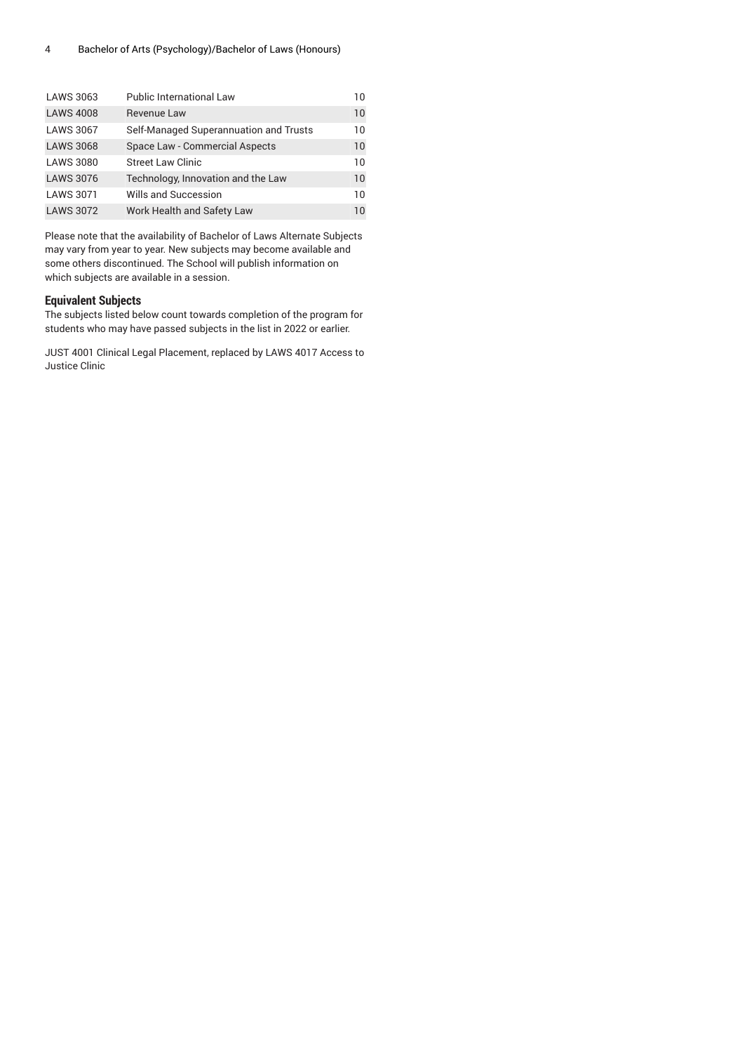| | | |
|---|---|---|
| LAWS 3063 | Public International Law | 10 |
| LAWS 4008 | Revenue Law | 10 |
| LAWS 3067 | Self-Managed Superannuation and Trusts | 10 |
| LAWS 3068 | Space Law - Commercial Aspects | 10 |
| LAWS 3080 | Street Law Clinic | 10 |
| LAWS 3076 | Technology, Innovation and the Law | 10 |
| LAWS 3071 | Wills and Succession | 10 |
| LAWS 3072 | Work Health and Safety Law | 10 |

Please note that the availability of Bachelor of Laws Alternate Subjects may vary from year to year. New subjects may become available and some others discontinued. The School will publish information on which subjects are available in a session.

## Equivalent Subjects

The subjects listed below count towards completion of the program for students who may have passed subjects in the list in 2022 or earlier.

JUST 4001 Clinical Legal Placement, replaced by LAWS 4017 Access to Justice Clinic